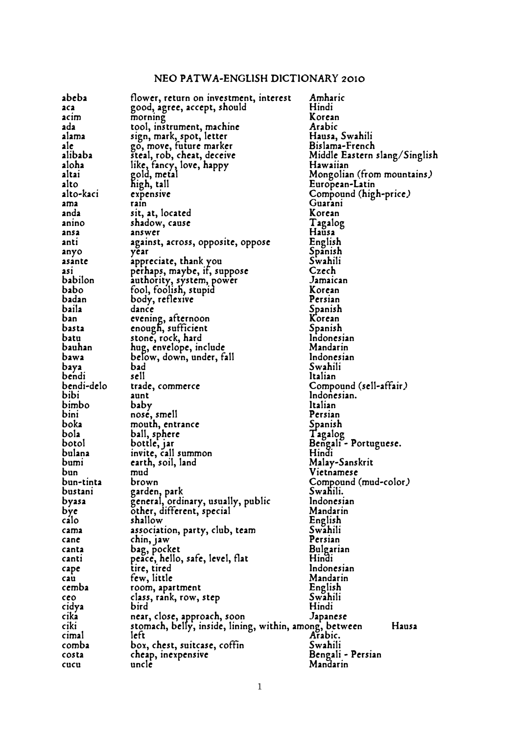# NEO PATWA-ENGLISH DICTIONARY 2010

| | | |
|---|---|---|
| abeba | flower, return on investment, interest | Amharic |
| aca | good, agree, accept, should | Hindi |
| acim | morning | Korean |
| ada | tool, instrument, machine | Arabic |
| alama | sign, mark, spot, letter | Hausa, Swahili |
| ale | go, move, future marker | Bislama-French |
| alibaba | steal, rob, cheat, deceive | Middle Eastern slang/Singlish |
| aloha | like, fancy, love, happy | Hawaiian |
| altai | gold, metal | Mongolian (from mountains) |
| alto | high, tall | European-Latin |
| alto-kaci | expensive | Compound (high-price) |
| ama | rain | Guarani |
| anda | sit, at, located | Korean |
| anino | shadow, cause | Tagalog |
| ansa | answer | Hausa |
| anti | against, across, opposite, oppose | English |
| anyo | year | Spanish |
| asante | appreciate, thank you | Swahili |
| asi | perhaps, maybe, if, suppose | Czech |
| babilon | authority, system, power | Jamaican |
| babo | fool, foolish, stupid | Korean |
| badan | body, reflexive | Persian |
| baila | dance | Spanish |
| ban | evening, afternoon | Korean |
| basta | enough, sufficient | Spanish |
| batu | stone, rock, hard | Indonesian |
| bauhan | hug, envelope, include | Mandarin |
| bawa | below, down, under, fall | Indonesian |
| baya | bad | Swahili |
| bendi | sell | Italian |
| bendi-delo | trade, commerce | Compound (sell-affair) |
| bibi | aunt | Indonesian. |
| bimbo | baby | Italian |
| bini | nose, smell | Persian |
| boka | mouth, entrance | Spanish |
| bola | ball, sphere | Tagalog |
| botol | bottle, jar | Bengali - Portuguese. |
| bulana | invite, call summon | Hindi |
| bumi | earth, soil, land | Malay-Sanskrit |
| bun | mud | Vietnamese |
| bun-tinta | brown | Compound (mud-color) |
| bustani | garden, park | Swahili. |
| byasa | general, ordinary, usually, public | Indonesian |
| bye | other, different, special | Mandarin |
| calo | shallow | English |
| cama | association, party, club, team | Swahili |
| cane | chin, jaw | Persian |
| canta | bag, pocket | Bulgarian |
| canti | peace, hello, safe, level, flat | Hindi |
| cape | tire, tired | Indonesian |
| cau | few, little | Mandarin |
| cemba | room, apartment | English |
| ceo | class, rank, row, step | Swahili |
| cidya | bird | Hindi |
| cika | near, close, approach, soon | Japanese |
| ciki | stomach, belly, inside, lining, within, among, between | Hausa |
| cimal | left | Arabic. |
| comba | box, chest, suitcase, coffin | Swahili |
| costa | cheap, inexpensive | Bengali - Persian |
| cucu | uncle | Mandarin |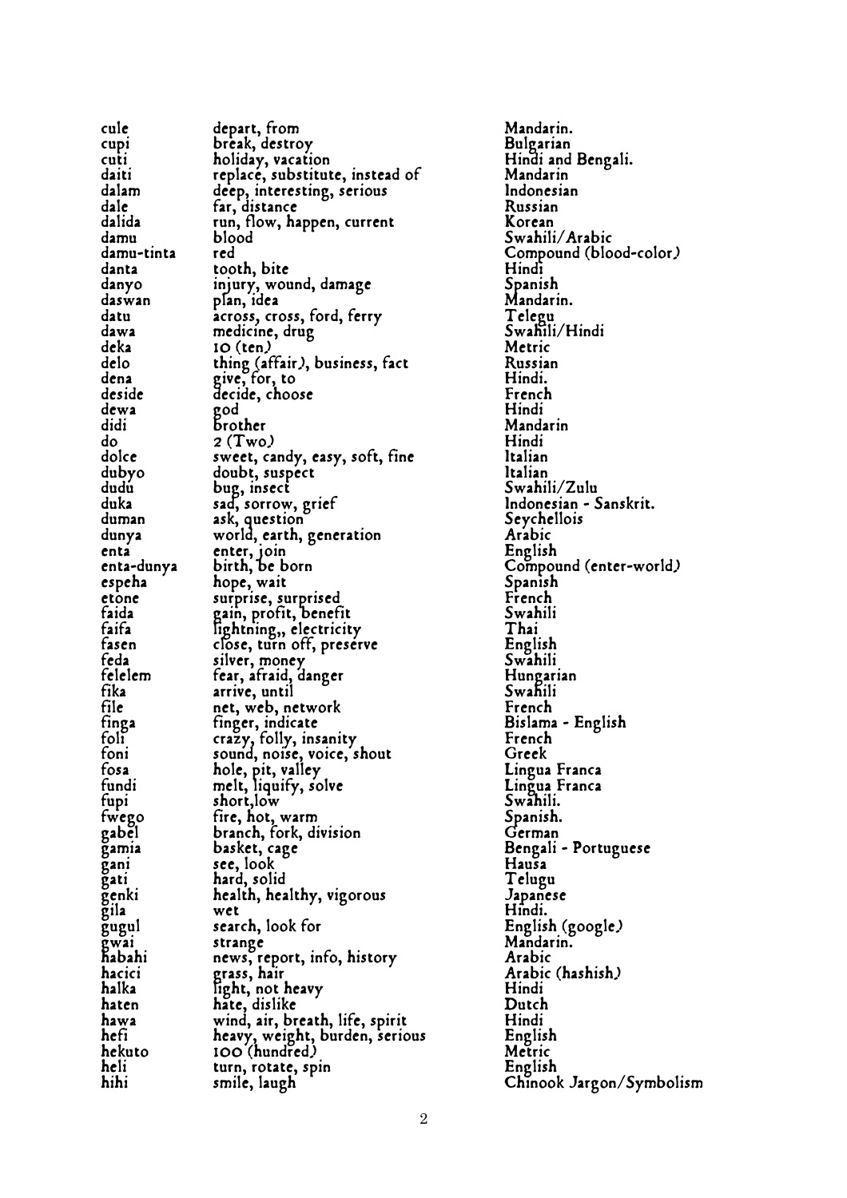| | | |
|---|---|---|
| cule | depart, from | Mandarin. |
| cupi | break, destroy | Bulgarian |
| cuti | holiday, vacation | Hindi and Bengali. |
| daiti | replace, substitute, instead of | Mandarin |
| dalam | deep, interesting, serious | Indonesian |
| dale | far, distance | Russian |
| dalida | run, flow, happen, current | Korean |
| damu | blood | Swahili/Arabic |
| damu-tinta | red | Compound (blood-color) |
| danta | tooth, bite | Hindi |
| danyo | injury, wound, damage | Spanish |
| daswan | plan, idea | Mandarin. |
| datu | across, cross, ford, ferry | Telegu |
| dawa | medicine, drug | Swahili/Hindi |
| deka | 10 (ten) | Metric |
| delo | thing (affair), business, fact | Russian |
| dena | give, for, to | Hindi. |
| deside | decide, choose | French |
| dewa | god | Hindi |
| didi | brother | Mandarin |
| do | 2 (Two) | Hindi |
| dolce | sweet, candy, easy, soft, fine | Italian |
| dubyo | doubt, suspect | Italian |
| dudu | bug, insect | Swahili/Zulu |
| duka | sad, sorrow, grief | Indonesian - Sanskrit. |
| duman | ask, question | Seychellois |
| dunya | world, earth, generation | Arabic |
| enta | enter, join | English |
| enta-dunya | birth, be born | Compound (enter-world) |
| espeha | hope, wait | Spanish |
| etone | surprise, surprised | French |
| faida | gain, profit, benefit | Swahili |
| faifa | lightning,, electricity | Thai |
| fasen | close, turn off, preserve | English |
| feda | silver, money | Swahili |
| felelem | fear, afraid, danger | Hungarian |
| fika | arrive, until | Swahili |
| file | net, web, network | French |
| finga | finger, indicate | Bislama - English |
| foli | crazy, folly, insanity | French |
| foni | sound, noise, voice, shout | Greek |
| fosa | hole, pit, valley | Lingua Franca |
| fundi | melt, liquify, solve | Lingua Franca |
| fupi | short,low | Swahili. |
| fwego | fire, hot, warm | Spanish. |
| gabel | branch, fork, division | German |
| gamia | basket, cage | Bengali - Portuguese |
| gani | see, look | Hausa |
| gati | hard, solid | Telugu |
| genki | health, healthy, vigorous | Japanese |
| gila | wet | Hindi. |
| gugul | search, look for | English (google) |
| gwai | strange | Mandarin. |
| habahi | news, report, info, history | Arabic |
| hacici | grass, hair | Arabic (hashish) |
| halka | light, not heavy | Hindi |
| haten | hate, dislike | Dutch |
| hawa | wind, air, breath, life, spirit | Hindi |
| hefi | heavy, weight, burden, serious | English |
| hekuto | 100 (hundred) | Metric |
| heli | turn, rotate, spin | English |
| hihi | smile, laugh | Chinook Jargon/Symbolism |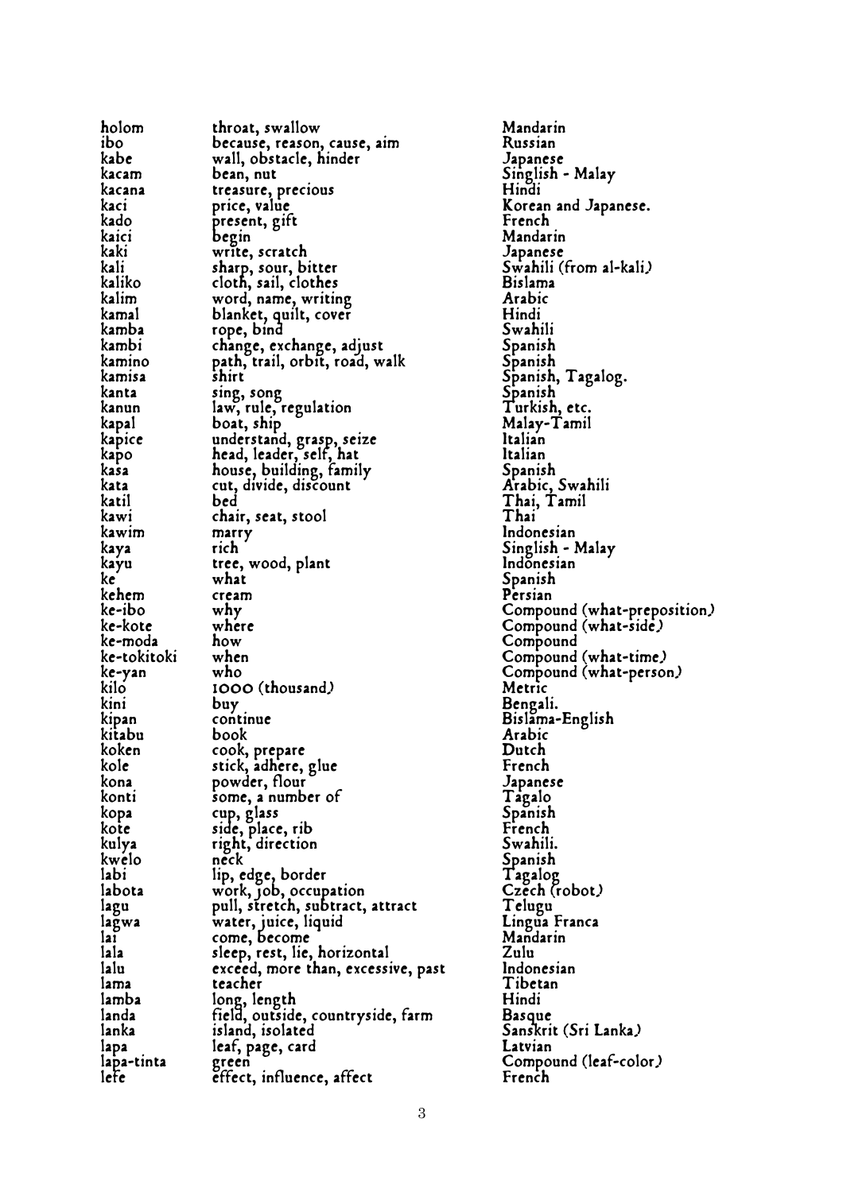| | | |
|---|---|---|
| holom | throat, swallow | Mandarin |
| ibo | because, reason, cause, aim | Russian |
| kabe | wall, obstacle, hinder | Japanese |
| kacam | bean, nut | Singlish - Malay |
| kacana | treasure, precious | Hindi |
| kaci | price, value | Korean and Japanese. |
| kado | present, gift | French |
| kaici | begin | Mandarin |
| kaki | write, scratch | Japanese |
| kali | sharp, sour, bitter | Swahili (from al-kali) |
| kaliko | cloth, sail, clothes | Bislama |
| kalim | word, name, writing | Arabic |
| kamal | blanket, quilt, cover | Hindi |
| kamba | rope, bind | Swahili |
| kambi | change, exchange, adjust | Spanish |
| kamino | path, trail, orbit, road, walk | Spanish |
| kamisa | shirt | Spanish, Tagalog. |
| kanta | sing, song | Spanish |
| kanun | law, rule, regulation | Turkish, etc. |
| kapal | boat, ship | Malay-Tamil |
| kapice | understand, grasp, seize | Italian |
| kapo | head, leader, self, hat | Italian |
| kasa | house, building, family | Spanish |
| kata | cut, divide, discount | Arabic, Swahili |
| katil | bed | Thai, Tamil |
| kawi | chair, seat, stool | Thai |
| kawim | marry | Indonesian |
| kaya | rich | Singlish - Malay |
| kayu | tree, wood, plant | Indonesian |
| ke | what | Spanish |
| kehem | cream | Persian |
| ke-ibo | why | Compound (what-preposition) |
| ke-kote | where | Compound (what-side) |
| ke-moda | how | Compound |
| ke-tokitoki | when | Compound (what-time) |
| ke-yan | who | Compound (what-person) |
| kilo | 1000 (thousand) | Metric |
| kini | buy | Bengali. |
| kipan | continue | Bislama-English |
| kitabu | book | Arabic |
| koken | cook, prepare | Dutch |
| kole | stick, adhere, glue | French |
| kona | powder, flour | Japanese |
| konti | some, a number of | Tagalo |
| kopa | cup, glass | Spanish |
| kote | side, place, rib | French |
| kulya | right, direction | Swahili. |
| kwelo | neck | Spanish |
| labi | lip, edge, border | Tagalog |
| labota | work, job, occupation | Czech (robot) |
| lagu | pull, stretch, subtract, attract | Telugu |
| lagwa | water, juice, liquid | Lingua Franca |
| lai | come, become | Mandarin |
| lala | sleep, rest, lie, horizontal | Zulu |
| lalu | exceed, more than, excessive, past | Indonesian |
| lama | teacher | Tibetan |
| lamba | long, length | Hindi |
| landa | field, outside, countryside, farm | Basque |
| lanka | island, isolated | Sanskrit (Sri Lanka) |
| lapa | leaf, page, card | Latvian |
| lapa-tinta | green | Compound (leaf-color) |
| lefe | effect, influence, affect | French |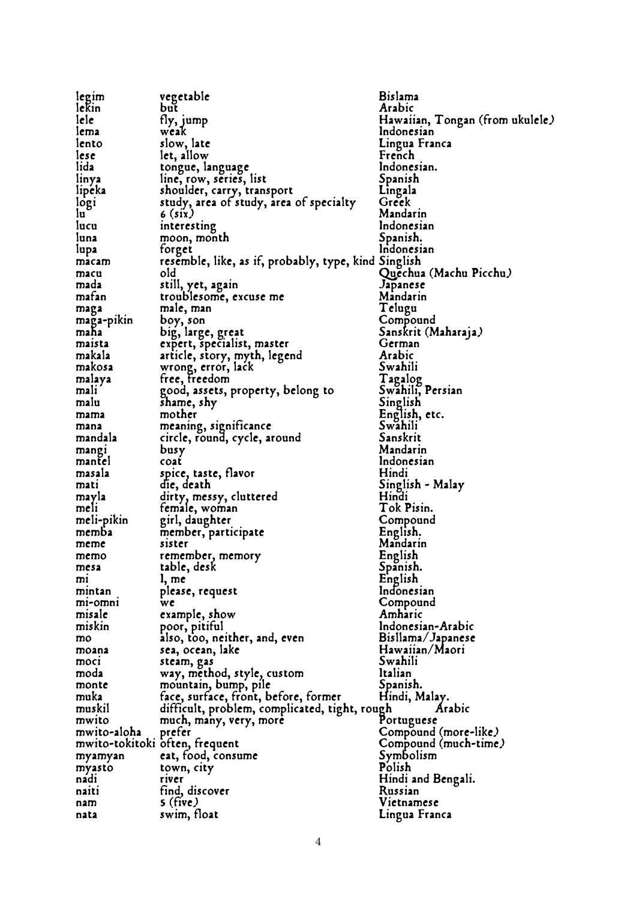| | | |
|---|---|---|
| legim | vegetable | Bislama |
| lekin | but | Arabic |
| lele | fly, jump | Hawaiian, Tongan (from ukulele) |
| lema | weak | Indonesian |
| lento | slow, late | Lingua Franca |
| lese | let, allow | French |
| lida | tongue, language | Indonesian. |
| linya | line, row, series, list | Spanish |
| lipeka | shoulder, carry, transport | Lingala |
| logi | study, area of study, area of specialty | Greek |
| lu | 6 (six) | Mandarin |
| lucu | interesting | Indonesian |
| luna | moon, month | Spanish. |
| lupa | forget | Indonesian |
| macam | resemble, like, as if, probably, type, kind | Singlish |
| macu | old | Quechua (Machu Picchu) |
| mada | still, yet, again | Japanese |
| mafan | troublesome, excuse me | Mandarin |
| maga | male, man | Telugu |
| maga-pikin | boy, son | Compound |
| maha | big, large, great | Sanskrit (Maharaja) |
| maista | expert, specialist, master | German |
| makala | article, story, myth, legend | Arabic |
| makosa | wrong, error, lack | Swahili |
| malaya | free, freedom | Tagalog |
| mali | good, assets, property, belong to | Swahili, Persian |
| malu | shame, shy | Singlish |
| mama | mother | English, etc. |
| mana | meaning, significance | Swahili |
| mandala | circle, round, cycle, around | Sanskrit |
| mangi | busy | Mandarin |
| mantel | coat | Indonesian |
| masala | spice, taste, flavor | Hindi |
| mati | die, death | Singlish - Malay |
| mayla | dirty, messy, cluttered | Hindi |
| meli | female, woman | Tok Pisin. |
| meli-pikin | girl, daughter | Compound |
| memba | member, participate | English. |
| meme | sister | Mandarin |
| memo | remember, memory | English |
| mesa | table, desk | Spanish. |
| mi | I, me | English |
| mintan | please, request | Indonesian |
| mi-omni | we | Compound |
| misale | example, show | Amharic |
| miskin | poor, pitiful | Indonesian-Arabic |
| mo | also, too, neither, and, even | Bisllama/Japanese |
| moana | sea, ocean, lake | Hawaiian/Maori |
| moci | steam, gas | Swahili |
| moda | way, method, style, custom | Italian |
| monte | mountain, bump, pile | Spanish. |
| muka | face, surface, front, before, former | Hindi, Malay. |
| muskil | difficult, problem, complicated, tight, rough | Arabic |
| mwito | much, many, very, more | Portuguese |
| mwito-aloha | prefer | Compound (more-like) |
| mwito-tokitoki | often, frequent | Compound (much-time) |
| myamyan | eat, food, consume | Symbolism |
| myasto | town, city | Polish |
| nadi | river | Hindi and Bengali. |
| naiti | find, discover | Russian |
| nam | 5 (five) | Vietnamese |
| nata | swim, float | Lingua Franca |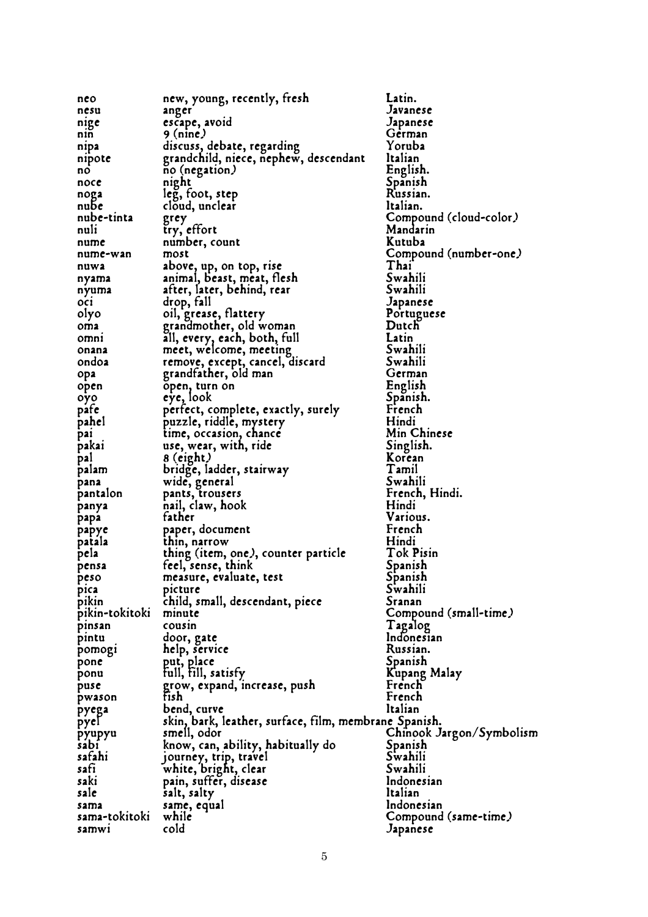| | | |
|---|---|---|
| neo | new, young, recently, fresh | Latin. |
| nesu | anger | Javanese |
| nige | escape, avoid | Japanese |
| nin | 9 (nine) | German |
| nipa | discuss, debate, regarding | Yoruba |
| nipote | grandchild, niece, nephew, descendant | Italian |
| no | no (negation) | English. |
| noce | night | Spanish |
| noga | leg, foot, step | Russian. |
| nube | cloud, unclear | Italian. |
| nube-tinta | grey | Compound (cloud-color) |
| nuli | try, effort | Mandarin |
| nume | number, count | Kutuba |
| nume-wan | most | Compound (number-one) |
| nuwa | above, up, on top, rise | Thai |
| nyama | animal, beast, meat, flesh | Swahili |
| nyuma | after, later, behind, rear | Swahili |
| oci | drop, fall | Japanese |
| olyo | oil, grease, flattery | Portuguese |
| oma | grandmother, old woman | Dutch |
| omni | all, every, each, both, full | Latin |
| onana | meet, welcome, meeting | Swahili |
| ondoa | remove, except, cancel, discard | Swahili |
| opa | grandfather, old man | German |
| open | open, turn on | English |
| oyo | eye, look | Spanish. |
| pafe | perfect, complete, exactly, surely | French |
| pahel | puzzle, riddle, mystery | Hindi |
| pai | time, occasion, chance | Min Chinese |
| pakai | use, wear, with, ride | Singlish. |
| pal | 8 (eight) | Korean |
| palam | bridge, ladder, stairway | Tamil |
| pana | wide, general | Swahili |
| pantalon | pants, trousers | French, Hindi. |
| panya | nail, claw, hook | Hindi |
| papa | father | Various. |
| papye | paper, document | French |
| patala | thin, narrow | Hindi |
| pela | thing (item, one), counter particle | Tok Pisin |
| pensa | feel, sense, think | Spanish |
| peso | measure, evaluate, test | Spanish |
| pica | picture | Swahili |
| pikin | child, small, descendant, piece | Sranan |
| pikin-tokitoki | minute | Compound (small-time) |
| pinsan | cousin | Tagalog |
| pintu | door, gate | Indonesian |
| pomogi | help, service | Russian. |
| pone | put, place | Spanish |
| ponu | full, fill, satisfy | Kupang Malay |
| puse | grow, expand, increase, push | French |
| pwason | fish | French |
| pyega | bend, curve | Italian |
| pyel | skin, bark, leather, surface, film, membrane | Spanish. |
| pyupyu | smell, odor | Chinook Jargon/Symbolism |
| sabi | know, can, ability, habitually do | Spanish |
| safahi | journey, trip, travel | Swahili |
| safi | white, bright, clear | Swahili |
| saki | pain, suffer, disease | Indonesian |
| sale | salt, salty | Italian |
| sama | same, equal | Indonesian |
| sama-tokitoki | while | Compound (same-time) |
| samwi | cold | Japanese |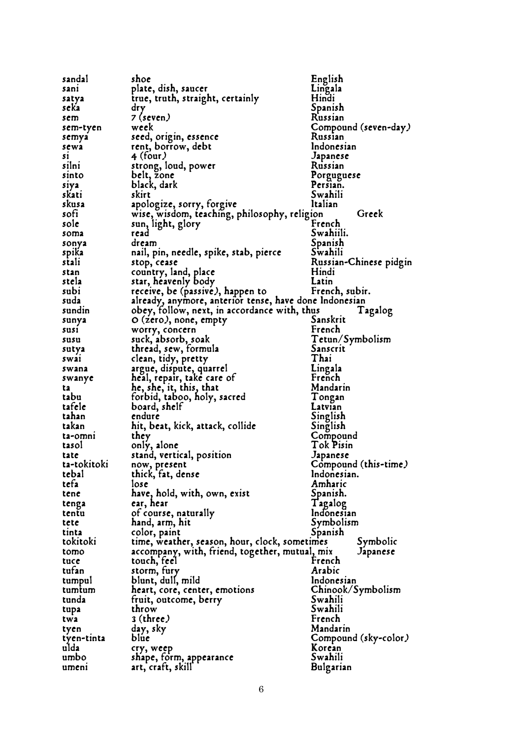| | | |
|---|---|---|
| sandal | shoe | English |
| sani | plate, dish, saucer | Lingala |
| satya | true, truth, straight, certainly | Hindi |
| seka | dry | Spanish |
| sem | 7 (seven) | Russian |
| sem-tyen | week | Compound (seven-day) |
| semya | seed, origin, essence | Russian |
| sewa | rent, borrow, debt | Indonesian |
| si | 4 (four) | Japanese |
| silni | strong, loud, power | Russian |
| sinto | belt, zone | Porguguese |
| siya | black, dark | Persian. |
| skati | skirt | Swahili |
| skusa | apologize, sorry, forgive | Italian |
| sofi | wise, wisdom, teaching, philosophy, religion | Greek |
| sole | sun, light, glory | French |
| soma | read | Swahiili. |
| sonya | dream | Spanish |
| spika | nail, pin, needle, spike, stab, pierce | Swahili |
| stali | stop, cease | Russian-Chinese pidgin |
| stan | country, land, place | Hindi |
| stela | star, heavenly body | Latin |
| subi | receive, be (passive), happen to | French, subir. |
| suda | already, anymore, anterior tense, have done | Indonesian |
| sundin | obey, follow, next, in accordance with, thus | Tagalog |
| sunya | 0 (zero), none, empty | Sanskrit |
| susi | worry, concern | French |
| susu | suck, absorb, soak | Tetun/Symbolism |
| sutya | thread, sew, formula | Sanscrit |
| swai | clean, tidy, pretty | Thai |
| swana | argue, dispute, quarrel | Lingala |
| swanye | heal, repair, take care of | French |
| ta | he, she, it, this, that | Mandarin |
| tabu | forbid, taboo, holy, sacred | Tongan |
| tafele | board, shelf | Latvian |
| tahan | endure | Singlish |
| takan | hit, beat, kick, attack, collide | Singlish |
| ta-omni | they | Compound |
| tasol | only, alone | Tok Pisin |
| tate | stand, vertical, position | Japanese |
| ta-tokitoki | now, present | Compound (this-time) |
| tebal | thick, fat, dense | Indonesian. |
| tefa | lose | Amharic |
| tene | have, hold, with, own, exist | Spanish. |
| tenga | ear, hear | Tagalog |
| tentu | of course, naturally | Indonesian |
| tete | hand, arm, hit | Symbolism |
| tinta | color, paint | Spanish |
| tokitoki | time, weather, season, hour, clock, sometimes | Symbolic |
| tomo | accompany, with, friend, together, mutual, mix | Japanese |
| tuce | touch, feel | French |
| tufan | storm, fury | Arabic |
| tumpul | blunt, dull, mild | Indonesian |
| tumtum | heart, core, center, emotions | Chinook/Symbolism |
| tunda | fruit, outcome, berry | Swahili |
| tupa | throw | Swahili |
| twa | 3 (three) | French |
| tyen | day, sky | Mandarin |
| tyen-tinta | blue | Compound (sky-color) |
| ulda | cry, weep | Korean |
| umbo | shape, form, appearance | Swahili |
| umeni | art, craft, skill | Bulgarian |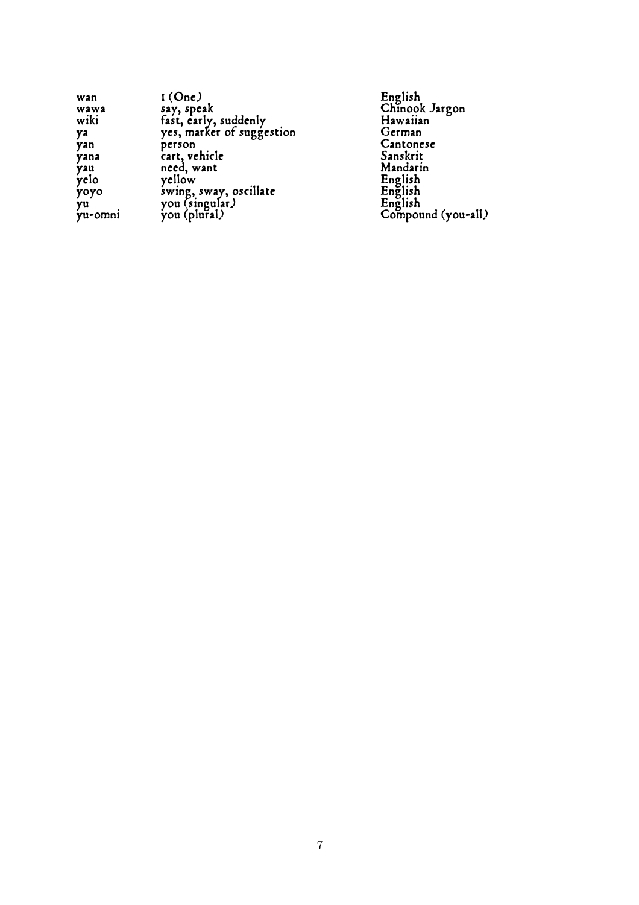| | | |
|---|---|---|
| wan | 1 (One) | English |
| wawa | say, speak | Chinook Jargon |
| wiki | fast, early, suddenly | Hawaiian |
| ya | yes, marker of suggestion | German |
| yan | person | Cantonese |
| yana | cart, vehicle | Sanskrit |
| yau | need, want | Mandarin |
| yelo | yellow | English |
| yoyo | swing, sway, oscillate | English |
| yu | you (singular) | English |
| yu-omni | you (plural) | Compound (you-all) |